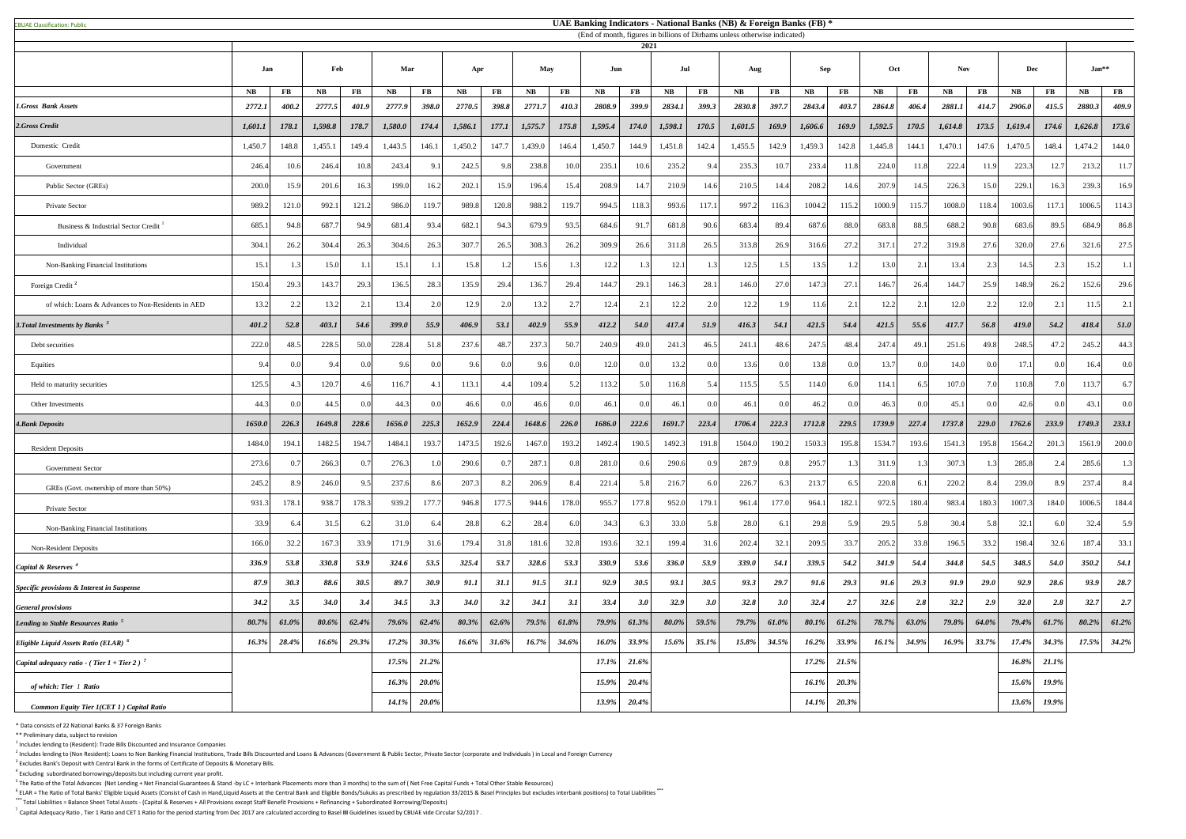CBUAE Classification: Public

# UAE Banking Indicators - National Banks (NB) & Foreign Banks (FB) *

(End of month, figures in billions of Dirhams unless otherwise indicated)

| | 2021 | | | | | | | | | | | | | | | | | | | | | | | | | |
|---|---|---|---|---|---|---|---|---|---|---|---|---|---|---|---|---|---|---|---|---|---|---|---|---|---|---|
| | Jan | | Feb | | Mar | | Apr | | May | | Jun | | Jul | | Aug | | Sep | | Oct | | Nov | | Dec | | Jan** | |
| | NB | FB | NB | FB | NB | FB | NB | FB | NB | FB | NB | FB | NB | FB | NB | FB | NB | FB | NB | FB | NB | FB | NB | FB | NB | FB |
| *1.Gross Bank Assets* | *2772.1* | *400.2* | *2777.5* | *401.9* | *2777.9* | *398.0* | *2770.5* | *398.8* | *2771.7* | *410.3* | *2808.9* | *399.9* | *2834.1* | *399.3* | *2830.8* | *397.7* | *2843.4* | *403.7* | *2864.8* | *406.4* | *2881.1* | *414.7* | *2906.0* | *415.5* | *2880.3* | *409.9* |
| *2.Gross Credit* | *1,601.1* | *178.1* | *1,598.8* | *178.7* | *1,580.0* | *174.4* | *1,586.1* | *177.1* | *1,575.7* | *175.8* | *1,595.4* | *174.0* | *1,598.1* | *170.5* | *1,601.5* | *169.9* | *1,606.6* | *169.9* | *1,592.5* | *170.5* | *1,614.8* | *173.5* | *1,619.4* | *174.6* | *1,626.8* | *173.6* |
| Domestic Credit | 1,450.7 | 148.8 | 1,455.1 | 149.4 | 1,443.5 | 146.1 | 1,450.2 | 147.7 | 1,439.0 | 146.4 | 1,450.7 | 144.9 | 1,451.8 | 142.4 | 1,455.5 | 142.9 | 1,459.3 | 142.8 | 1,445.8 | 144.1 | 1,470.1 | 147.6 | 1,470.5 | 148.4 | 1,474.2 | 144.0 |
| Government | 246.4 | 10.6 | 246.4 | 10.8 | 243.4 | 9.1 | 242.5 | 9.8 | 238.8 | 10.0 | 235.1 | 10.6 | 235.2 | 9.4 | 235.3 | 10.7 | 233.4 | 11.8 | 224.0 | 11.8 | 222.4 | 11.9 | 223.3 | 12.7 | 213.2 | 11.7 |
| Public Sector (GREs) | 200.0 | 15.9 | 201.6 | 16.3 | 199.0 | 16.2 | 202.1 | 15.9 | 196.4 | 15.4 | 208.9 | 14.7 | 210.9 | 14.6 | 210.5 | 14.4 | 208.2 | 14.6 | 207.9 | 14.5 | 226.3 | 15.0 | 229.1 | 16.3 | 239.3 | 16.9 |
| Private Sector | 989.2 | 121.0 | 992.1 | 121.2 | 986.0 | 119.7 | 989.8 | 120.8 | 988.2 | 119.7 | 994.5 | 118.3 | 993.6 | 117.1 | 997.2 | 116.3 | 1004.2 | 115.2 | 1000.9 | 115.7 | 1008.0 | 118.4 | 1003.6 | 117.1 | 1006.5 | 114.3 |
| Business & Industrial Sector Credit [1] | 685.1 | 94.8 | 687.7 | 94.9 | 681.4 | 93.4 | 682.1 | 94.3 | 679.9 | 93.5 | 684.6 | 91.7 | 681.8 | 90.6 | 683.4 | 89.4 | 687.6 | 88.0 | 683.8 | 88.5 | 688.2 | 90.8 | 683.6 | 89.5 | 684.9 | 86.8 |
| Individual | 304.1 | 26.2 | 304.4 | 26.3 | 304.6 | 26.3 | 307.7 | 26.5 | 308.3 | 26.2 | 309.9 | 26.6 | 311.8 | 26.5 | 313.8 | 26.9 | 316.6 | 27.2 | 317.1 | 27.2 | 319.8 | 27.6 | 320.0 | 27.6 | 321.6 | 27.5 |
| Non-Banking Financial Institutions | 15.1 | 1.3 | 15.0 | 1.1 | 15.1 | 1.1 | 15.8 | 1.2 | 15.6 | 1.3 | 12.2 | 1.3 | 12.1 | 1.3 | 12.5 | 1.5 | 13.5 | 1.2 | 13.0 | 2.1 | 13.4 | 2.3 | 14.5 | 2.3 | 15.2 | 1.1 |
| Foreign Credit [2] | 150.4 | 29.3 | 143.7 | 29.3 | 136.5 | 28.3 | 135.9 | 29.4 | 136.7 | 29.4 | 144.7 | 29.1 | 146.3 | 28.1 | 146.0 | 27.0 | 147.3 | 27.1 | 146.7 | 26.4 | 144.7 | 25.9 | 148.9 | 26.2 | 152.6 | 29.6 |
| of which: Loans & Advances to Non-Residents in AED | 13.2 | 2.2 | 13.2 | 2.1 | 13.4 | 2.0 | 12.9 | 2.0 | 13.2 | 2.7 | 12.4 | 2.1 | 12.2 | 2.0 | 12.2 | 1.9 | 11.6 | 2.1 | 12.2 | 2.1 | 12.0 | 2.2 | 12.0 | 2.1 | 11.5 | 2.1 |
| *3.Total Investments by Banks [3]* | *401.2* | *52.8* | *403.1* | *54.6* | *399.0* | *55.9* | *406.9* | *53.1* | *402.9* | *55.9* | *412.2* | *54.0* | *417.4* | *51.9* | *416.3* | *54.1* | *421.5* | *54.4* | *421.5* | *55.6* | *417.7* | *56.8* | *419.0* | *54.2* | *418.4* | *51.0* |
| Debt securities | 222.0 | 48.5 | 228.5 | 50.0 | 228.4 | 51.8 | 237.6 | 48.7 | 237.3 | 50.7 | 240.9 | 49.0 | 241.3 | 46.5 | 241.1 | 48.6 | 247.5 | 48.4 | 247.4 | 49.1 | 251.6 | 49.8 | 248.5 | 47.2 | 245.2 | 44.3 |
| Equities | 9.4 | 0.0 | 9.4 | 0.0 | 9.6 | 0.0 | 9.6 | 0.0 | 9.6 | 0.0 | 12.0 | 0.0 | 13.2 | 0.0 | 13.6 | 0.0 | 13.8 | 0.0 | 13.7 | 0.0 | 14.0 | 0.0 | 17.1 | 0.0 | 16.4 | 0.0 |
| Held to maturity securities | 125.5 | 4.3 | 120.7 | 4.6 | 116.7 | 4.1 | 113.1 | 4.4 | 109.4 | 5.2 | 113.2 | 5.0 | 116.8 | 5.4 | 115.5 | 5.5 | 114.0 | 6.0 | 114.1 | 6.5 | 107.0 | 7.0 | 110.8 | 7.0 | 113.7 | 6.7 |
| Other Investments | 44.3 | 0.0 | 44.5 | 0.0 | 44.3 | 0.0 | 46.6 | 0.0 | 46.6 | 0.0 | 46.1 | 0.0 | 46.1 | 0.0 | 46.1 | 0.0 | 46.2 | 0.0 | 46.3 | 0.0 | 45.1 | 0.0 | 42.6 | 0.0 | 43.1 | 0.0 |
| *4.Bank Deposits* | *1650.0* | *226.3* | *1649.8* | *228.6* | *1656.0* | *225.3* | *1652.9* | *224.4* | *1648.6* | *226.0* | *1686.0* | *222.6* | *1691.7* | *223.4* | *1706.4* | *222.3* | *1712.8* | *229.5* | *1739.9* | *227.4* | *1737.8* | *229.0* | *1762.6* | *233.9* | *1749.3* | *233.1* |
| Resident Deposits | 1484.0 | 194.1 | 1482.5 | 194.7 | 1484.1 | 193.7 | 1473.5 | 192.6 | 1467.0 | 193.2 | 1492.4 | 190.5 | 1492.3 | 191.8 | 1504.0 | 190.2 | 1503.3 | 195.8 | 1534.7 | 193.6 | 1541.3 | 195.8 | 1564.2 | 201.3 | 1561.9 | 200.0 |
| Government Sector | 273.6 | 0.7 | 266.3 | 0.7 | 276.3 | 1.0 | 290.6 | 0.7 | 287.1 | 0.8 | 281.0 | 0.6 | 290.6 | 0.9 | 287.9 | 0.8 | 295.7 | 1.3 | 311.9 | 1.3 | 307.3 | 1.3 | 285.8 | 2.4 | 285.6 | 1.3 |
| GREs (Govt. ownership of more than 50%) | 245.2 | 8.9 | 246.0 | 9.5 | 237.6 | 8.6 | 207.3 | 8.2 | 206.9 | 8.4 | 221.4 | 5.8 | 216.7 | 6.0 | 226.7 | 6.3 | 213.7 | 6.5 | 220.8 | 6.1 | 220.2 | 8.4 | 239.0 | 8.9 | 237.4 | 8.4 |
| Private Sector | 931.3 | 178.1 | 938.7 | 178.3 | 939.2 | 177.7 | 946.8 | 177.5 | 944.6 | 178.0 | 955.7 | 177.8 | 952.0 | 179.1 | 961.4 | 177.0 | 964.1 | 182.1 | 972.5 | 180.4 | 983.4 | 180.3 | 1007.3 | 184.0 | 1006.5 | 184.4 |
| Non-Banking Financial Institutions | 33.9 | 6.4 | 31.5 | 6.2 | 31.0 | 6.4 | 28.8 | 6.2 | 28.4 | 6.0 | 34.3 | 6.3 | 33.0 | 5.8 | 28.0 | 6.1 | 29.8 | 5.9 | 29.5 | 5.8 | 30.4 | 5.8 | 32.1 | 6.0 | 32.4 | 5.9 |
| Non-Resident Deposits | 166.0 | 32.2 | 167.3 | 33.9 | 171.9 | 31.6 | 179.4 | 31.8 | 181.6 | 32.8 | 193.6 | 32.1 | 199.4 | 31.6 | 202.4 | 32.1 | 209.5 | 33.7 | 205.2 | 33.8 | 196.5 | 33.2 | 198.4 | 32.6 | 187.4 | 33.1 |
| *Capital & Reserves [4]* | *336.9* | *53.8* | *330.8* | *53.9* | *324.6* | *53.5* | *325.4* | *53.7* | *328.6* | *53.3* | *330.9* | *53.6* | *336.0* | *53.9* | *339.0* | *54.1* | *339.5* | *54.2* | *341.9* | *54.4* | *344.8* | *54.5* | *348.5* | *54.0* | *350.2* | *54.1* |
| *Specific provisions & Interest in Suspense* | *87.9* | *30.3* | *88.6* | *30.5* | *89.7* | *30.9* | *91.1* | *31.1* | *91.5* | *31.1* | *92.9* | *30.5* | *93.1* | *30.5* | *93.3* | *29.7* | *91.6* | *29.3* | *91.6* | *29.3* | *91.9* | *29.0* | *92.9* | *28.6* | *93.9* | *28.7* |
| *General provisions* | *34.2* | *3.5* | *34.0* | *3.4* | *34.5* | *3.3* | *34.0* | *3.2* | *34.1* | *3.1* | *33.4* | *3.0* | *32.9* | *3.0* | *32.8* | *3.0* | *32.4* | *2.7* | *32.6* | *2.8* | *32.2* | *2.9* | *32.0* | *2.8* | *32.7* | *2.7* |
| *Lending to Stable Resources Ratio [5]* | *80.7%* | *61.0%* | *80.6%* | *62.4%* | *79.6%* | *62.4%* | *80.3%* | *62.6%* | *79.5%* | *61.8%* | *79.9%* | *61.3%* | *80.0%* | *59.5%* | *79.7%* | *61.0%* | *80.1%* | *61.2%* | *78.7%* | *63.0%* | *79.8%* | *64.0%* | *79.4%* | *61.7%* | *80.2%* | *61.2%* |
| *Eligible Liquid Assets Ratio (ELAR) [6]* | *16.3%* | *28.4%* | *16.6%* | *29.3%* | *17.2%* | *30.3%* | *16.6%* | *31.6%* | *16.7%* | *34.6%* | *16.0%* | *33.9%* | *15.6%* | *35.1%* | *15.8%* | *34.5%* | *16.2%* | *33.9%* | *16.1%* | *34.9%* | *16.9%* | *33.7%* | *17.4%* | *34.3%* | *17.5%* | *34.2%* |
| *Capital adequacy ratio - ( Tier 1 + Tier 2 ) [7]* | | | | | *17.5%* | *21.2%* | | | | | *17.1%* | *21.6%* | | | | | *17.2%* | *21.5%* | | | | | *16.8%* | *21.1%* | | |
| *of which: Tier 1 Ratio* | | | | | *16.3%* | *20.0%* | | | | | *15.9%* | *20.4%* | | | | | *16.1%* | *20.3%* | | | | | *15.6%* | *19.9%* | | |
| *Common Equity Tier 1(CET 1 ) Capital Ratio* | | | | | *14.1%* | *20.0%* | | | | | *13.9%* | *20.4%* | | | | | *14.1%* | *20.3%* | | | | | *13.6%* | *19.9%* | | |

\* Data consists of 22 National Banks & 37 Foreign Banks

\*\* Preliminary data, subject to revision

[1] Includes lending to (Resident): Trade Bills Discounted and Insurance Companies

[2] Includes lending to (Non Resident): Loans to Non Banking Financial Institutions, Trade Bills Discounted and Loans & Advances (Government & Public Sector, Private Sector (corporate and Individuals ) in Local and Foreign Currency

[3] Excludes Bank's Deposit with Central Bank in the forms of Certificate of Deposits & Monetary Bills.

[4] Excluding subordinated borrowings/deposits but including current year profit.

[5] The Ratio of the Total Advances (Net Lending + Net Financial Guarantees & Stand -by LC + Interbank Placements more than 3 months) to the sum of ( Net Free Capital Funds + Total Other Stable Resources)

[6] ELAR = The Ratio of Total Banks' Eligible Liquid Assets (Consist of Cash in Hand,Liquid Assets at the Central Bank and Eligible Bonds/Sukuks as prescribed by regulation 33/2015 & Basel Principles but excludes interbank positions) to Total Liabilities \*\*\*

\*\*\* Total Liabilities = Balance Sheet Total Assets - (Capital & Reserves + All Provisions except Staff Benefit Provisions + Refinancing + Subordinated Borrowing/Deposits)

[7] Capital Adequacy Ratio , Tier 1 Ratio and CET 1 Ratio for the period starting from Dec 2017 are calculated according to Basel III Guidelines issued by CBUAE vide Circular 52/2017 .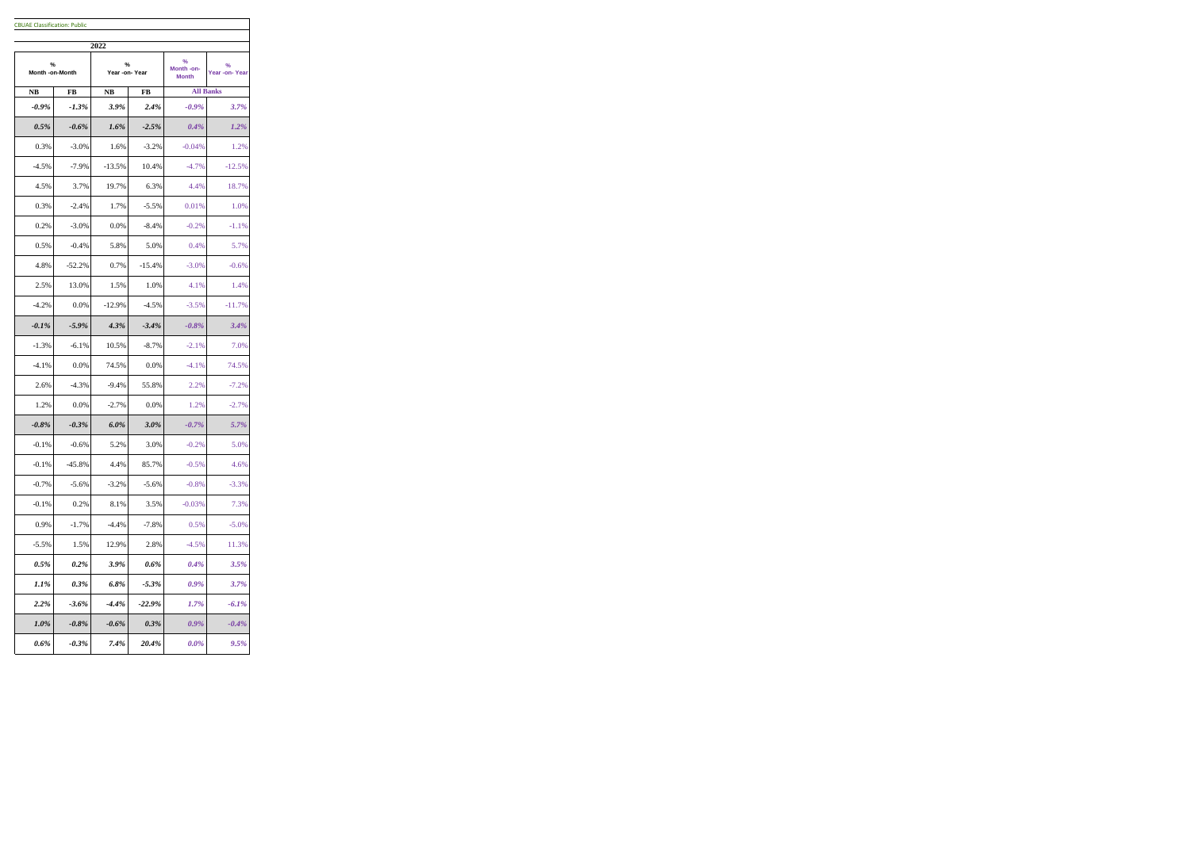CBUAE Classification: Public

| 2022 | | | | | |
|---|---|---|---|---|---|
| % Month -on-Month | | % Year -on- Year | | % Month -on- Month | % Year -on- Year |
| NB | FB | NB | FB | All Banks | |
| *-0.9%* | *-1.3%* | *3.9%* | *2.4%* | *-0.9%* | *3.7%* |
| *0.5%* | *-0.6%* | *1.6%* | *-2.5%* | *0.4%* | *1.2%* |
| 0.3% | -3.0% | 1.6% | -3.2% | -0.04% | 1.2% |
| -4.5% | -7.9% | -13.5% | 10.4% | -4.7% | -12.5% |
| 4.5% | 3.7% | 19.7% | 6.3% | 4.4% | 18.7% |
| 0.3% | -2.4% | 1.7% | -5.5% | 0.01% | 1.0% |
| 0.2% | -3.0% | 0.0% | -8.4% | -0.2% | -1.1% |
| 0.5% | -0.4% | 5.8% | 5.0% | 0.4% | 5.7% |
| 4.8% | -52.2% | 0.7% | -15.4% | -3.0% | -0.6% |
| 2.5% | 13.0% | 1.5% | 1.0% | 4.1% | 1.4% |
| -4.2% | 0.0% | -12.9% | -4.5% | -3.5% | -11.7% |
| *-0.1%* | *-5.9%* | *4.3%* | *-3.4%* | *-0.8%* | *3.4%* |
| -1.3% | -6.1% | 10.5% | -8.7% | -2.1% | 7.0% |
| -4.1% | 0.0% | 74.5% | 0.0% | -4.1% | 74.5% |
| 2.6% | -4.3% | -9.4% | 55.8% | 2.2% | -7.2% |
| 1.2% | 0.0% | -2.7% | 0.0% | 1.2% | -2.7% |
| *-0.8%* | *-0.3%* | *6.0%* | *3.0%* | *-0.7%* | *5.7%* |
| -0.1% | -0.6% | 5.2% | 3.0% | -0.2% | 5.0% |
| -0.1% | -45.8% | 4.4% | 85.7% | -0.5% | 4.6% |
| -0.7% | -5.6% | -3.2% | -5.6% | -0.8% | -3.3% |
| -0.1% | 0.2% | 8.1% | 3.5% | -0.03% | 7.3% |
| 0.9% | -1.7% | -4.4% | -7.8% | 0.5% | -5.0% |
| -5.5% | 1.5% | 12.9% | 2.8% | -4.5% | 11.3% |
| *0.5%* | *0.2%* | *3.9%* | *0.6%* | *0.4%* | *3.5%* |
| *1.1%* | *0.3%* | *6.8%* | *-5.3%* | *0.9%* | *3.7%* |
| *2.2%* | *-3.6%* | *-4.4%* | *-22.9%* | *1.7%* | *-6.1%* |
| *1.0%* | *-0.8%* | *-0.6%* | *0.3%* | *0.9%* | *-0.4%* |
| *0.6%* | *-0.3%* | *7.4%* | *20.4%* | *0.0%* | *9.5%* |